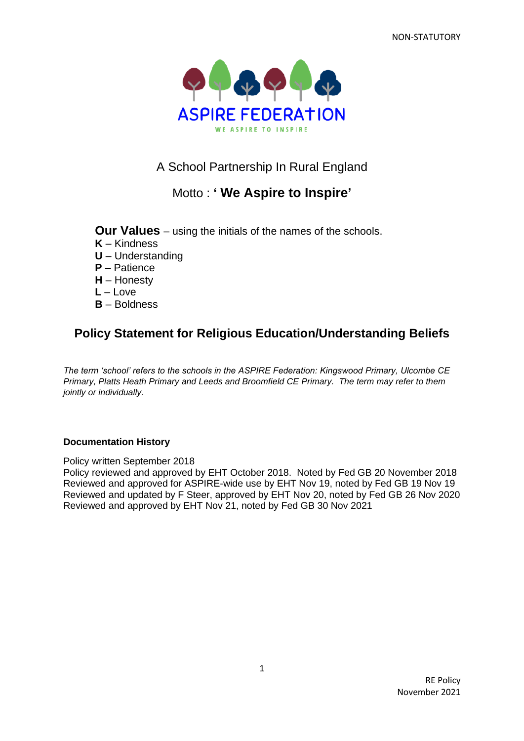NON-STATUTORY

ASPIRE FEDERATION

WE ASPIRE TO INSPIRE

A School Partnership In Rural England

Motto : **' We Aspire to Inspire'**

**Our Values** – using the initials of the names of the schools.

**K** – Kindness
**U** – Understanding
**P** – Patience
**H** – Honesty
**L** – Love
**B** – Boldness

# Policy Statement for Religious Education/Understanding Beliefs

*The term 'school' refers to the schools in the ASPIRE Federation: Kingswood Primary, Ulcombe CE Primary, Platts Heath Primary and Leeds and Broomfield CE Primary. The term may refer to them jointly or individually.*

**Documentation History**

Policy written September 2018
Policy reviewed and approved by EHT October 2018. Noted by Fed GB 20 November 2018
Reviewed and approved for ASPIRE-wide use by EHT Nov 19, noted by Fed GB 19 Nov 19
Reviewed and updated by F Steer, approved by EHT Nov 20, noted by Fed GB 26 Nov 2020
Reviewed and approved by EHT Nov 21, noted by Fed GB 30 Nov 2021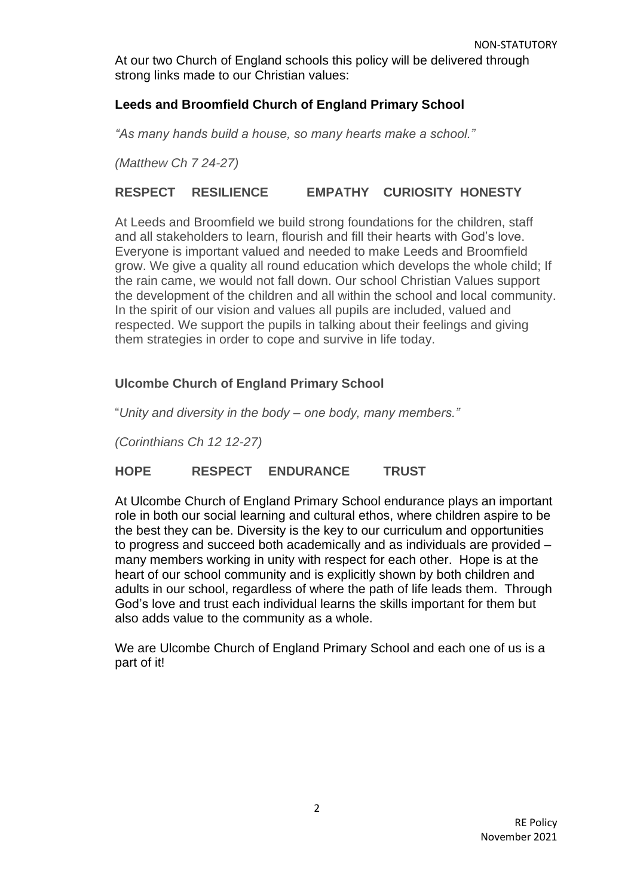At our two Church of England schools this policy will be delivered through strong links made to our Christian values:

**Leeds and Broomfield Church of England Primary School**

*"As many hands build a house, so many hearts make a school."*

*(Matthew Ch 7 24-27)*

**RESPECT RESILIENCE EMPATHY CURIOSITY HONESTY**

At Leeds and Broomfield we build strong foundations for the children, staff and all stakeholders to learn, flourish and fill their hearts with God's love. Everyone is important valued and needed to make Leeds and Broomfield grow. We give a quality all round education which develops the whole child; If the rain came, we would not fall down. Our school Christian Values support the development of the children and all within the school and local community. In the spirit of our vision and values all pupils are included, valued and respected. We support the pupils in talking about their feelings and giving them strategies in order to cope and survive in life today.

**Ulcombe Church of England Primary School**

"*Unity and diversity in the body – one body, many members."*

*(Corinthians Ch 12 12-27)*

**HOPE RESPECT ENDURANCE TRUST**

At Ulcombe Church of England Primary School endurance plays an important role in both our social learning and cultural ethos, where children aspire to be the best they can be. Diversity is the key to our curriculum and opportunities to progress and succeed both academically and as individuals are provided – many members working in unity with respect for each other. Hope is at the heart of our school community and is explicitly shown by both children and adults in our school, regardless of where the path of life leads them. Through God's love and trust each individual learns the skills important for them but also adds value to the community as a whole.

We are Ulcombe Church of England Primary School and each one of us is a part of it!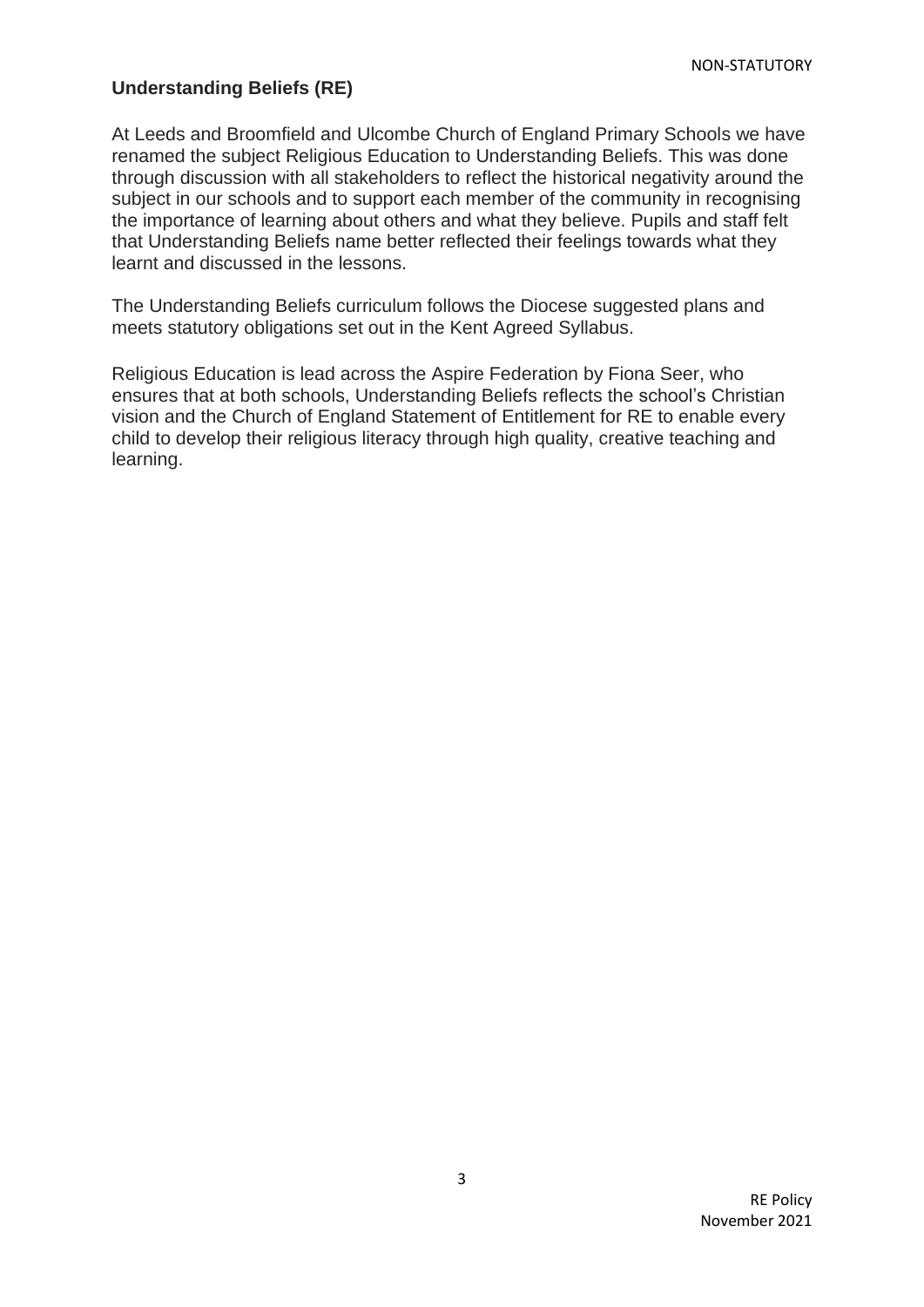## Understanding Beliefs (RE)

At Leeds and Broomfield and Ulcombe Church of England Primary Schools we have renamed the subject Religious Education to Understanding Beliefs. This was done through discussion with all stakeholders to reflect the historical negativity around the subject in our schools and to support each member of the community in recognising the importance of learning about others and what they believe. Pupils and staff felt that Understanding Beliefs name better reflected their feelings towards what they learnt and discussed in the lessons.

The Understanding Beliefs curriculum follows the Diocese suggested plans and meets statutory obligations set out in the Kent Agreed Syllabus.

Religious Education is lead across the Aspire Federation by Fiona Seer, who ensures that at both schools, Understanding Beliefs reflects the school's Christian vision and the Church of England Statement of Entitlement for RE to enable every child to develop their religious literacy through high quality, creative teaching and learning.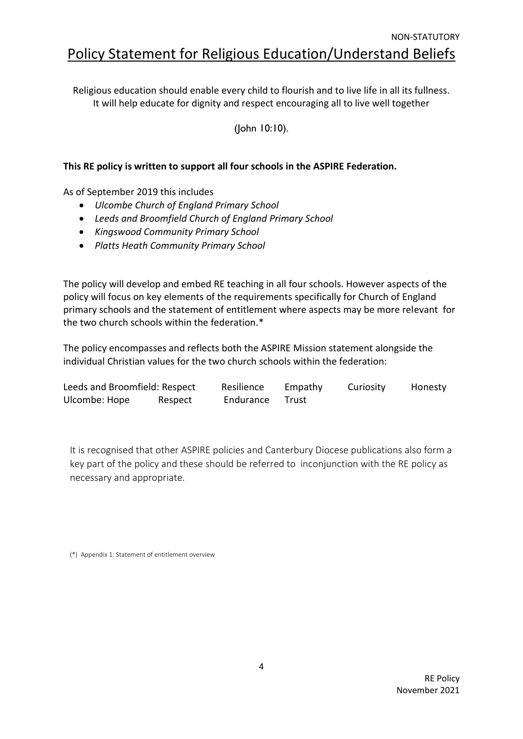NON-STATUTORY

# Policy Statement for Religious Education/Understand Beliefs

Religious education should enable every child to flourish and to live life in all its fullness. It will help educate for dignity and respect encouraging all to live well together

(John 10:10).

**This RE policy is written to support all four schools in the ASPIRE Federation.**

As of September 2019 this includes

- *Ulcombe Church of England Primary School*
- *Leeds and Broomfield Church of England Primary School*
- *Kingswood Community Primary School*
- *Platts Heath Community Primary School*

The policy will develop and embed RE teaching in all four schools. However aspects of the policy will focus on key elements of the requirements specifically for Church of England primary schools and the statement of entitlement where aspects may be more relevant for the two church schools within the federation.*

The policy encompasses and reflects both the ASPIRE Mission statement alongside the individual Christian values for the two church schools within the federation:

| | | | | | |
|---|---|---|---|---|---|
| Leeds and Broomfield: | Respect | Resilience | Empathy | Curiosity | Honesty |
| Ulcombe: | Hope | Respect | Endurance | Trust | |

It is recognised that other ASPIRE policies and Canterbury Diocese publications also form a key part of the policy and these should be referred to inconjunction with the RE policy as necessary and appropriate.

(*) Appendix 1: Statement of entitlement overview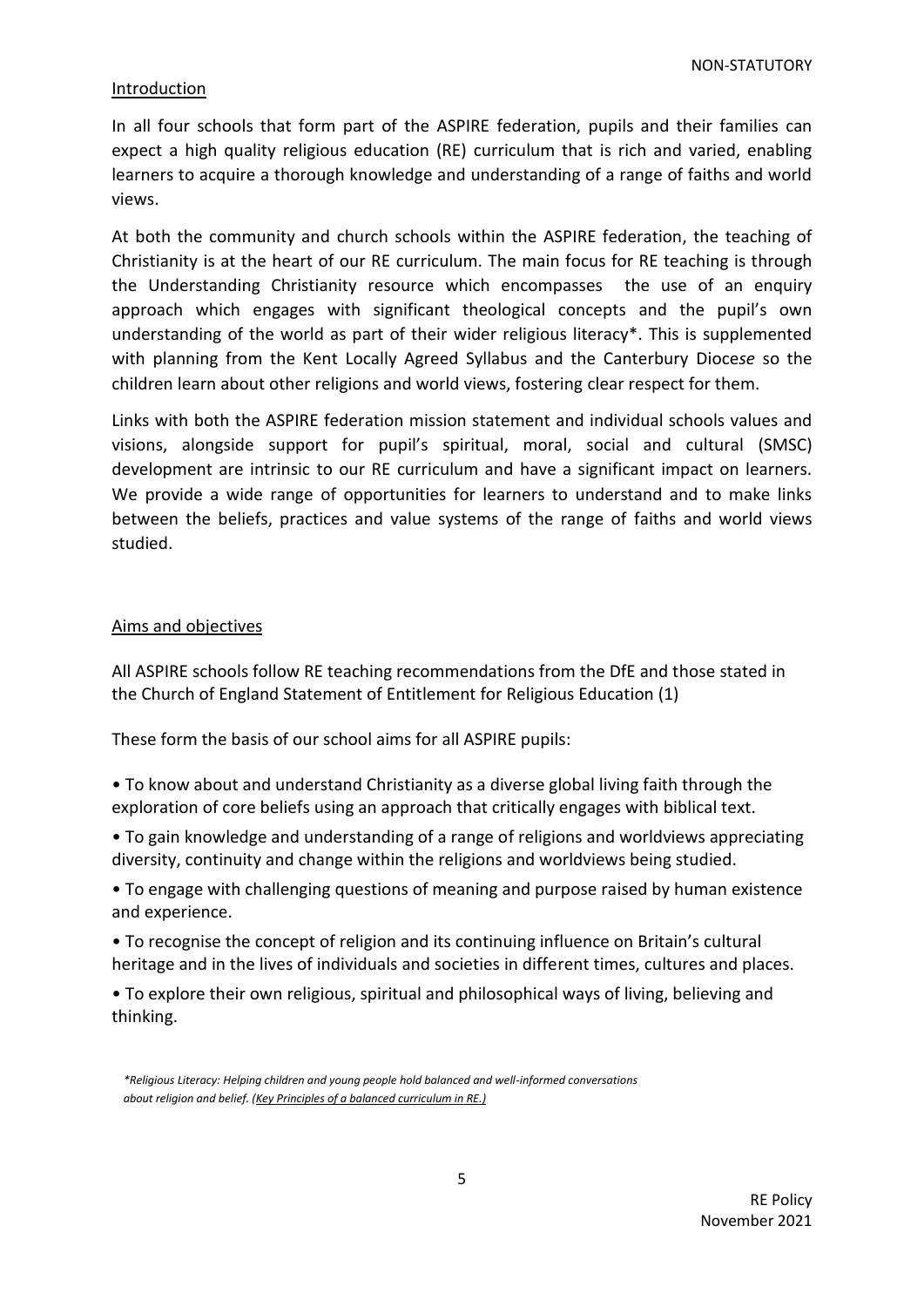NON-STATUTORY

## Introduction

In all four schools that form part of the ASPIRE federation, pupils and their families can expect a high quality religious education (RE) curriculum that is rich and varied, enabling learners to acquire a thorough knowledge and understanding of a range of faiths and world views.

At both the community and church schools within the ASPIRE federation, the teaching of Christianity is at the heart of our RE curriculum. The main focus for RE teaching is through the Understanding Christianity resource which encompasses the use of an enquiry approach which engages with significant theological concepts and the pupil's own understanding of the world as part of their wider religious literacy*. This is supplemented with planning from the Kent Locally Agreed Syllabus and the Canterbury Dioc*ese* so the children learn about other religions and world views, fostering clear respect for them.

Links with both the ASPIRE federation mission statement and individual schools values and visions, alongside support for pupil's spiritual, moral, social and cultural (SMSC) development are intrinsic to our RE curriculum and have a significant impact on learners. We provide a wide range of opportunities for learners to understand and to make links between the beliefs, practices and value systems of the range of faiths and world views studied.

## Aims and objectives

All ASPIRE schools follow RE teaching recommendations from the DfE and those stated in the Church of England Statement of Entitlement for Religious Education (1)

These form the basis of our school aims for all ASPIRE pupils:

- To know about and understand Christianity as a diverse global living faith through the exploration of core beliefs using an approach that critically engages with biblical text.
- To gain knowledge and understanding of a range of religions and worldviews appreciating diversity, continuity and change within the religions and worldviews being studied.
- To engage with challenging questions of meaning and purpose raised by human existence and experience.
- To recognise the concept of religion and its continuing influence on Britain's cultural heritage and in the lives of individuals and societies in different times, cultures and places.
- To explore their own religious, spiritual and philosophical ways of living, believing and thinking.

*\*Religious Literacy: Helping children and young people hold balanced and well-informed conversations about religion and belief. (Key Principles of a balanced curriculum in RE.)*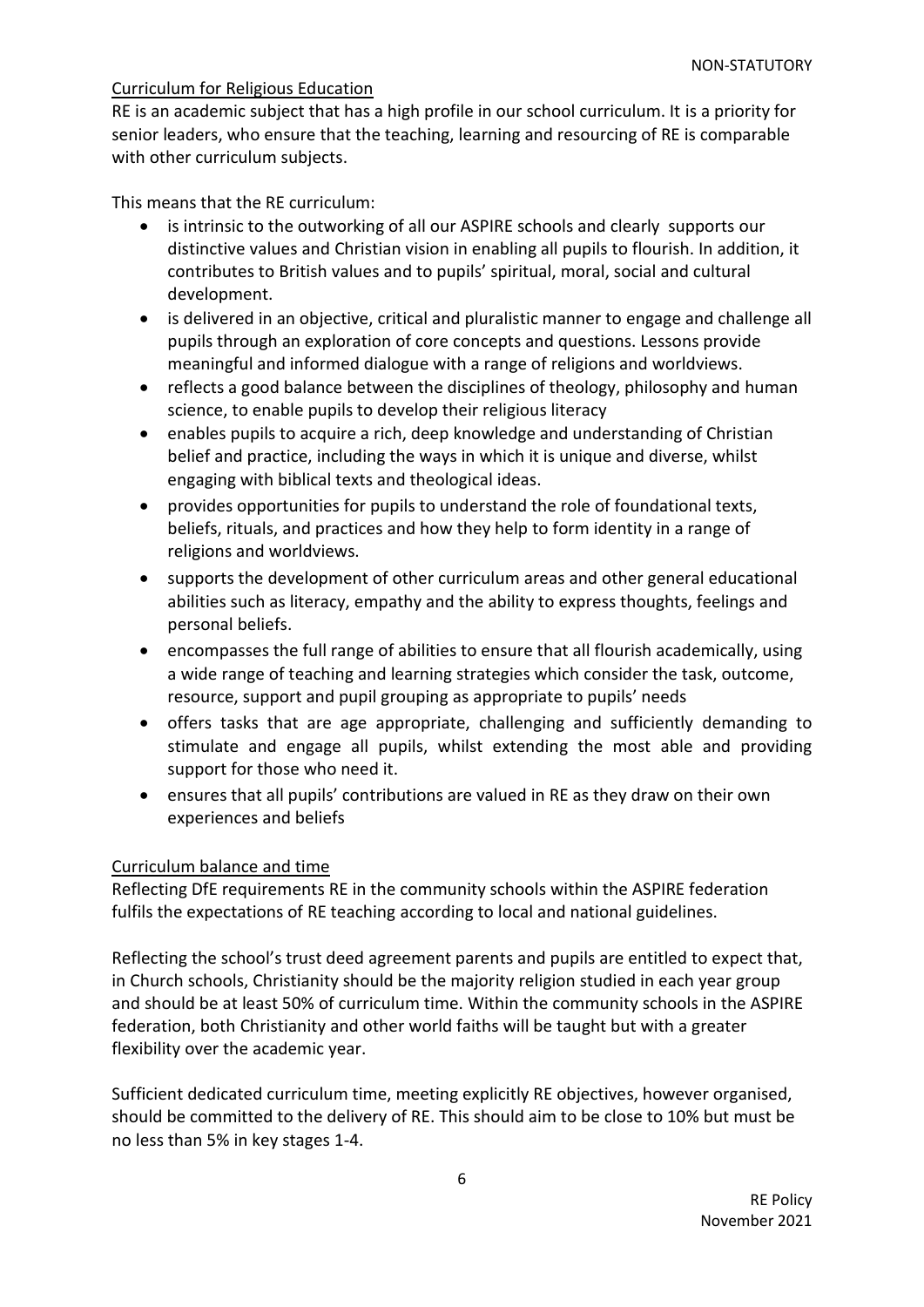## Curriculum for Religious Education

RE is an academic subject that has a high profile in our school curriculum. It is a priority for senior leaders, who ensure that the teaching, learning and resourcing of RE is comparable with other curriculum subjects.

This means that the RE curriculum:

- is intrinsic to the outworking of all our ASPIRE schools and clearly supports our distinctive values and Christian vision in enabling all pupils to flourish. In addition, it contributes to British values and to pupils' spiritual, moral, social and cultural development.
- is delivered in an objective, critical and pluralistic manner to engage and challenge all pupils through an exploration of core concepts and questions. Lessons provide meaningful and informed dialogue with a range of religions and worldviews.
- reflects a good balance between the disciplines of theology, philosophy and human science, to enable pupils to develop their religious literacy
- enables pupils to acquire a rich, deep knowledge and understanding of Christian belief and practice, including the ways in which it is unique and diverse, whilst engaging with biblical texts and theological ideas.
- provides opportunities for pupils to understand the role of foundational texts, beliefs, rituals, and practices and how they help to form identity in a range of religions and worldviews.
- supports the development of other curriculum areas and other general educational abilities such as literacy, empathy and the ability to express thoughts, feelings and personal beliefs.
- encompasses the full range of abilities to ensure that all flourish academically, using a wide range of teaching and learning strategies which consider the task, outcome, resource, support and pupil grouping as appropriate to pupils' needs
- offers tasks that are age appropriate, challenging and sufficiently demanding to stimulate and engage all pupils, whilst extending the most able and providing support for those who need it.
- ensures that all pupils' contributions are valued in RE as they draw on their own experiences and beliefs

## Curriculum balance and time

Reflecting DfE requirements RE in the community schools within the ASPIRE federation fulfils the expectations of RE teaching according to local and national guidelines.

Reflecting the school's trust deed agreement parents and pupils are entitled to expect that, in Church schools, Christianity should be the majority religion studied in each year group and should be at least 50% of curriculum time. Within the community schools in the ASPIRE federation, both Christianity and other world faiths will be taught but with a greater flexibility over the academic year.

Sufficient dedicated curriculum time, meeting explicitly RE objectives, however organised, should be committed to the delivery of RE. This should aim to be close to 10% but must be no less than 5% in key stages 1-4.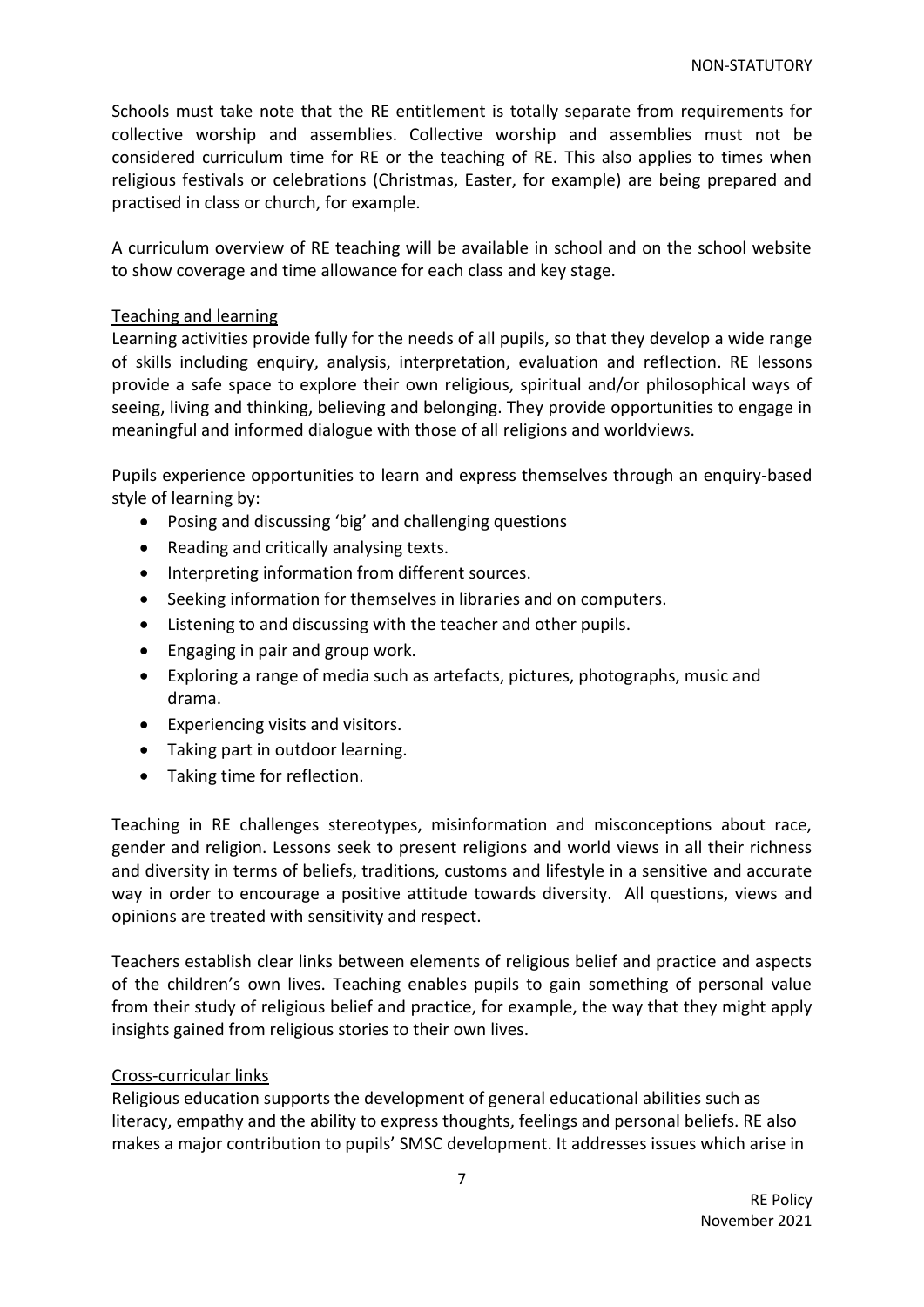Schools must take note that the RE entitlement is totally separate from requirements for collective worship and assemblies. Collective worship and assemblies must not be considered curriculum time for RE or the teaching of RE. This also applies to times when religious festivals or celebrations (Christmas, Easter, for example) are being prepared and practised in class or church, for example.

A curriculum overview of RE teaching will be available in school and on the school website to show coverage and time allowance for each class and key stage.

## Teaching and learning

Learning activities provide fully for the needs of all pupils, so that they develop a wide range of skills including enquiry, analysis, interpretation, evaluation and reflection. RE lessons provide a safe space to explore their own religious, spiritual and/or philosophical ways of seeing, living and thinking, believing and belonging. They provide opportunities to engage in meaningful and informed dialogue with those of all religions and worldviews.

Pupils experience opportunities to learn and express themselves through an enquiry-based style of learning by:

- Posing and discussing 'big' and challenging questions
- Reading and critically analysing texts.
- Interpreting information from different sources.
- Seeking information for themselves in libraries and on computers.
- Listening to and discussing with the teacher and other pupils.
- Engaging in pair and group work.
- Exploring a range of media such as artefacts, pictures, photographs, music and drama.
- Experiencing visits and visitors.
- Taking part in outdoor learning.
- Taking time for reflection.

Teaching in RE challenges stereotypes, misinformation and misconceptions about race, gender and religion. Lessons seek to present religions and world views in all their richness and diversity in terms of beliefs, traditions, customs and lifestyle in a sensitive and accurate way in order to encourage a positive attitude towards diversity. All questions, views and opinions are treated with sensitivity and respect.

Teachers establish clear links between elements of religious belief and practice and aspects of the children's own lives. Teaching enables pupils to gain something of personal value from their study of religious belief and practice, for example, the way that they might apply insights gained from religious stories to their own lives.

## Cross-curricular links

Religious education supports the development of general educational abilities such as literacy, empathy and the ability to express thoughts, feelings and personal beliefs. RE also makes a major contribution to pupils' SMSC development. It addresses issues which arise in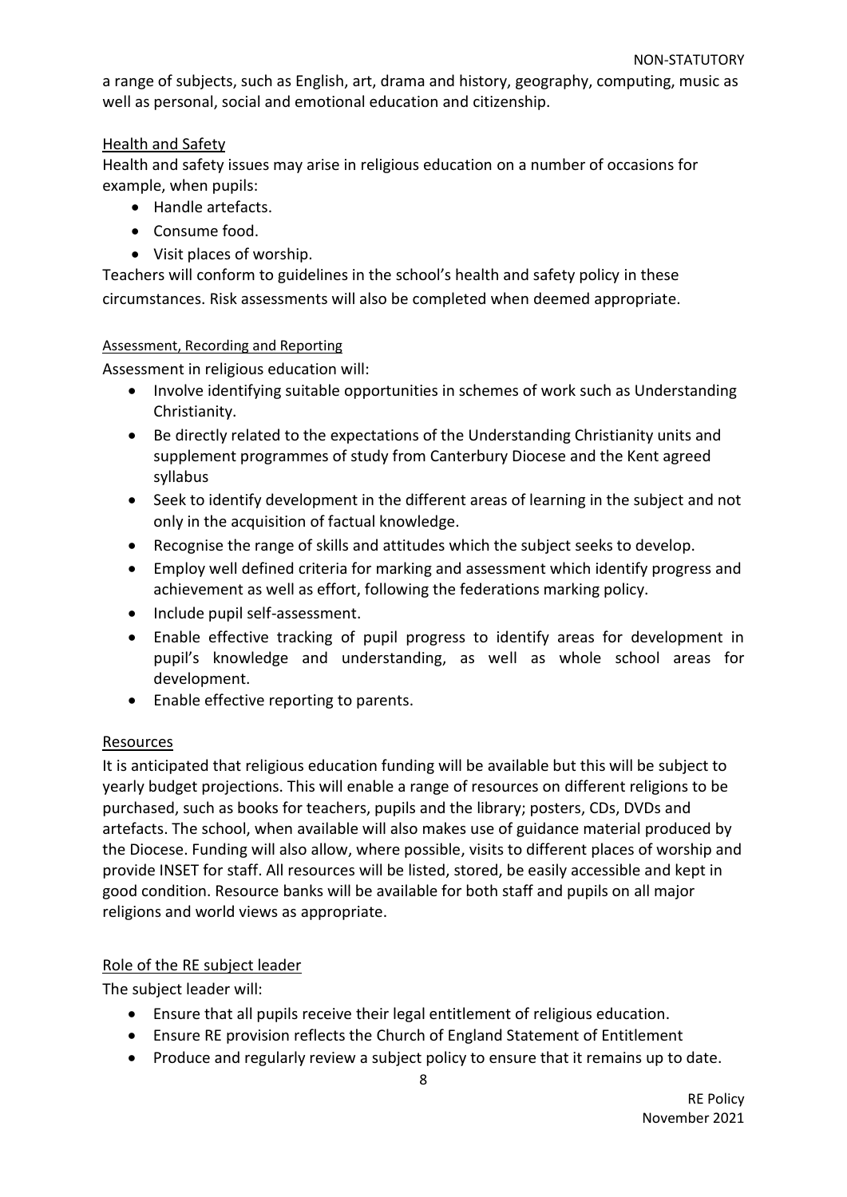a range of subjects, such as English, art, drama and history, geography, computing, music as well as personal, social and emotional education and citizenship.

## Health and Safety

Health and safety issues may arise in religious education on a number of occasions for example, when pupils:

- Handle artefacts.
- Consume food.
- Visit places of worship.

Teachers will conform to guidelines in the school's health and safety policy in these circumstances. Risk assessments will also be completed when deemed appropriate.

## Assessment, Recording and Reporting

Assessment in religious education will:

- Involve identifying suitable opportunities in schemes of work such as Understanding Christianity.
- Be directly related to the expectations of the Understanding Christianity units and supplement programmes of study from Canterbury Diocese and the Kent agreed syllabus
- Seek to identify development in the different areas of learning in the subject and not only in the acquisition of factual knowledge.
- Recognise the range of skills and attitudes which the subject seeks to develop.
- Employ well defined criteria for marking and assessment which identify progress and achievement as well as effort, following the federations marking policy.
- Include pupil self-assessment.
- Enable effective tracking of pupil progress to identify areas for development in pupil's knowledge and understanding, as well as whole school areas for development.
- Enable effective reporting to parents.

## Resources

It is anticipated that religious education funding will be available but this will be subject to yearly budget projections. This will enable a range of resources on different religions to be purchased, such as books for teachers, pupils and the library; posters, CDs, DVDs and artefacts. The school, when available will also makes use of guidance material produced by the Diocese. Funding will also allow, where possible, visits to different places of worship and provide INSET for staff. All resources will be listed, stored, be easily accessible and kept in good condition. Resource banks will be available for both staff and pupils on all major religions and world views as appropriate.

## Role of the RE subject leader

The subject leader will:

- Ensure that all pupils receive their legal entitlement of religious education.
- Ensure RE provision reflects the Church of England Statement of Entitlement
- Produce and regularly review a subject policy to ensure that it remains up to date.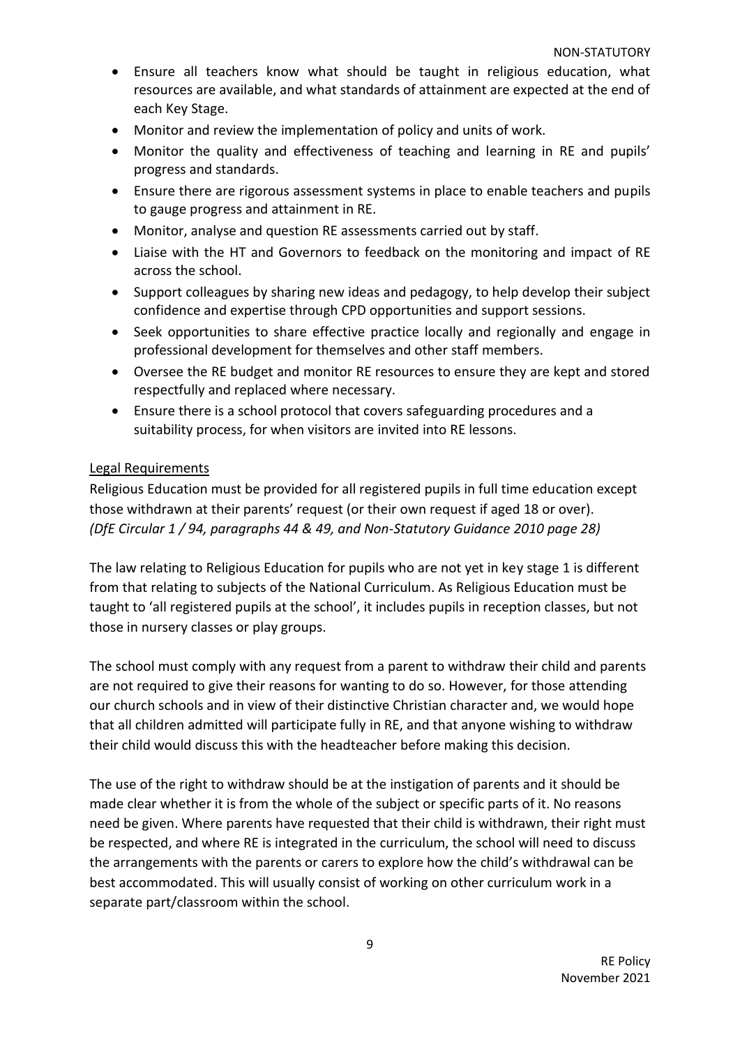- Ensure all teachers know what should be taught in religious education, what resources are available, and what standards of attainment are expected at the end of each Key Stage.
- Monitor and review the implementation of policy and units of work.
- Monitor the quality and effectiveness of teaching and learning in RE and pupils' progress and standards.
- Ensure there are rigorous assessment systems in place to enable teachers and pupils to gauge progress and attainment in RE.
- Monitor, analyse and question RE assessments carried out by staff.
- Liaise with the HT and Governors to feedback on the monitoring and impact of RE across the school.
- Support colleagues by sharing new ideas and pedagogy, to help develop their subject confidence and expertise through CPD opportunities and support sessions.
- Seek opportunities to share effective practice locally and regionally and engage in professional development for themselves and other staff members.
- Oversee the RE budget and monitor RE resources to ensure they are kept and stored respectfully and replaced where necessary.
- Ensure there is a school protocol that covers safeguarding procedures and a suitability process, for when visitors are invited into RE lessons.

<u>Legal Requirements</u>

Religious Education must be provided for all registered pupils in full time education except those withdrawn at their parents' request (or their own request if aged 18 or over). *(DfE Circular 1 / 94, paragraphs 44 & 49, and Non-Statutory Guidance 2010 page 28)*

The law relating to Religious Education for pupils who are not yet in key stage 1 is different from that relating to subjects of the National Curriculum. As Religious Education must be taught to 'all registered pupils at the school', it includes pupils in reception classes, but not those in nursery classes or play groups.

The school must comply with any request from a parent to withdraw their child and parents are not required to give their reasons for wanting to do so. However, for those attending our church schools and in view of their distinctive Christian character and, we would hope that all children admitted will participate fully in RE, and that anyone wishing to withdraw their child would discuss this with the headteacher before making this decision.

The use of the right to withdraw should be at the instigation of parents and it should be made clear whether it is from the whole of the subject or specific parts of it. No reasons need be given. Where parents have requested that their child is withdrawn, their right must be respected, and where RE is integrated in the curriculum, the school will need to discuss the arrangements with the parents or carers to explore how the child's withdrawal can be best accommodated. This will usually consist of working on other curriculum work in a separate part/classroom within the school.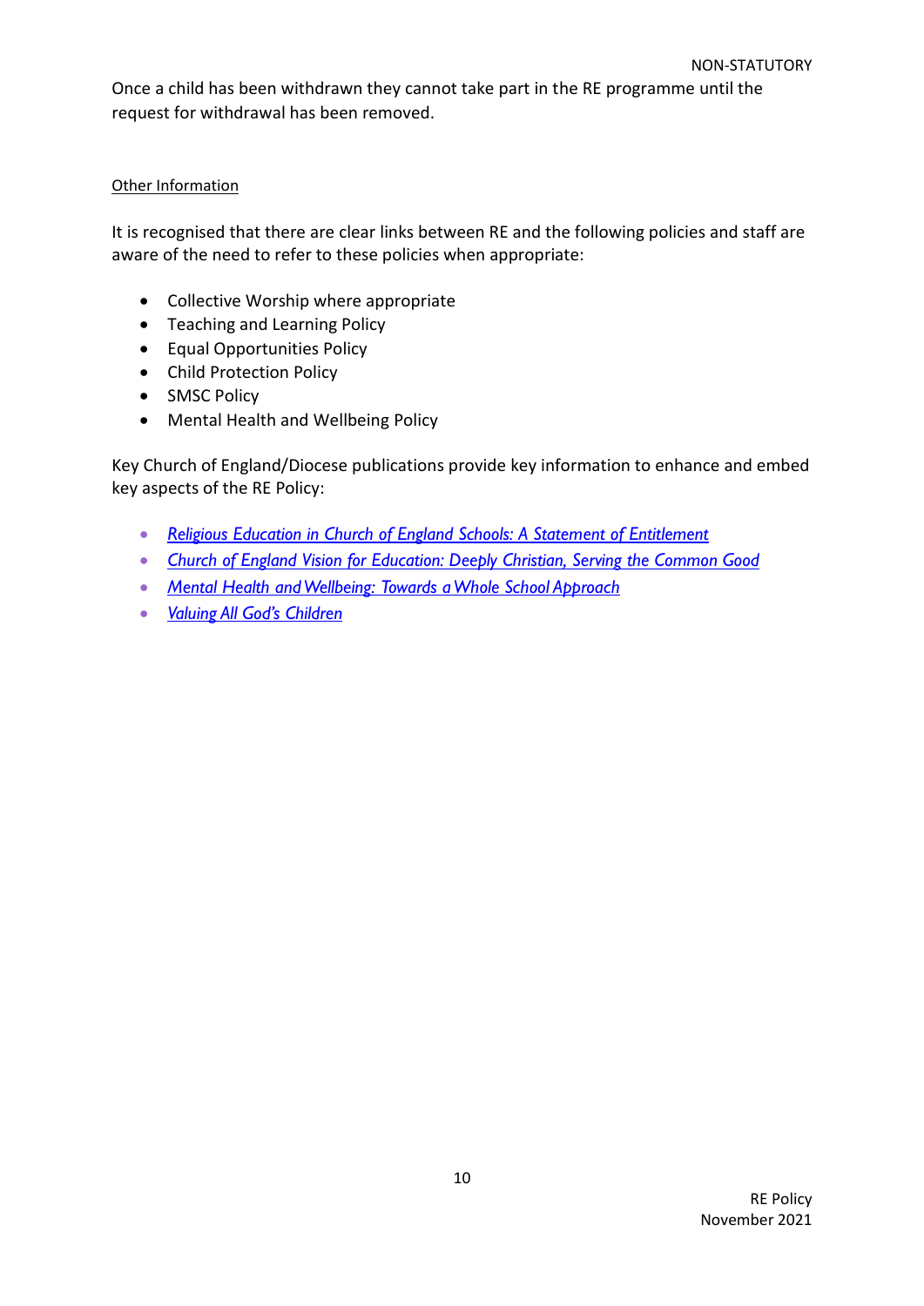Once a child has been withdrawn they cannot take part in the RE programme until the request for withdrawal has been removed.

Other Information

It is recognised that there are clear links between RE and the following policies and staff are aware of the need to refer to these policies when appropriate:

- Collective Worship where appropriate
- Teaching and Learning Policy
- Equal Opportunities Policy
- Child Protection Policy
- SMSC Policy
- Mental Health and Wellbeing Policy

Key Church of England/Diocese publications provide key information to enhance and embed key aspects of the RE Policy:

- *Religious Education in Church of England Schools: A Statement of Entitlement*
- *Church of England Vision for Education: Deeply Christian, Serving the Common Good*
- *Mental Health and Wellbeing: Towards a Whole School Approach*
- *Valuing All God's Children*